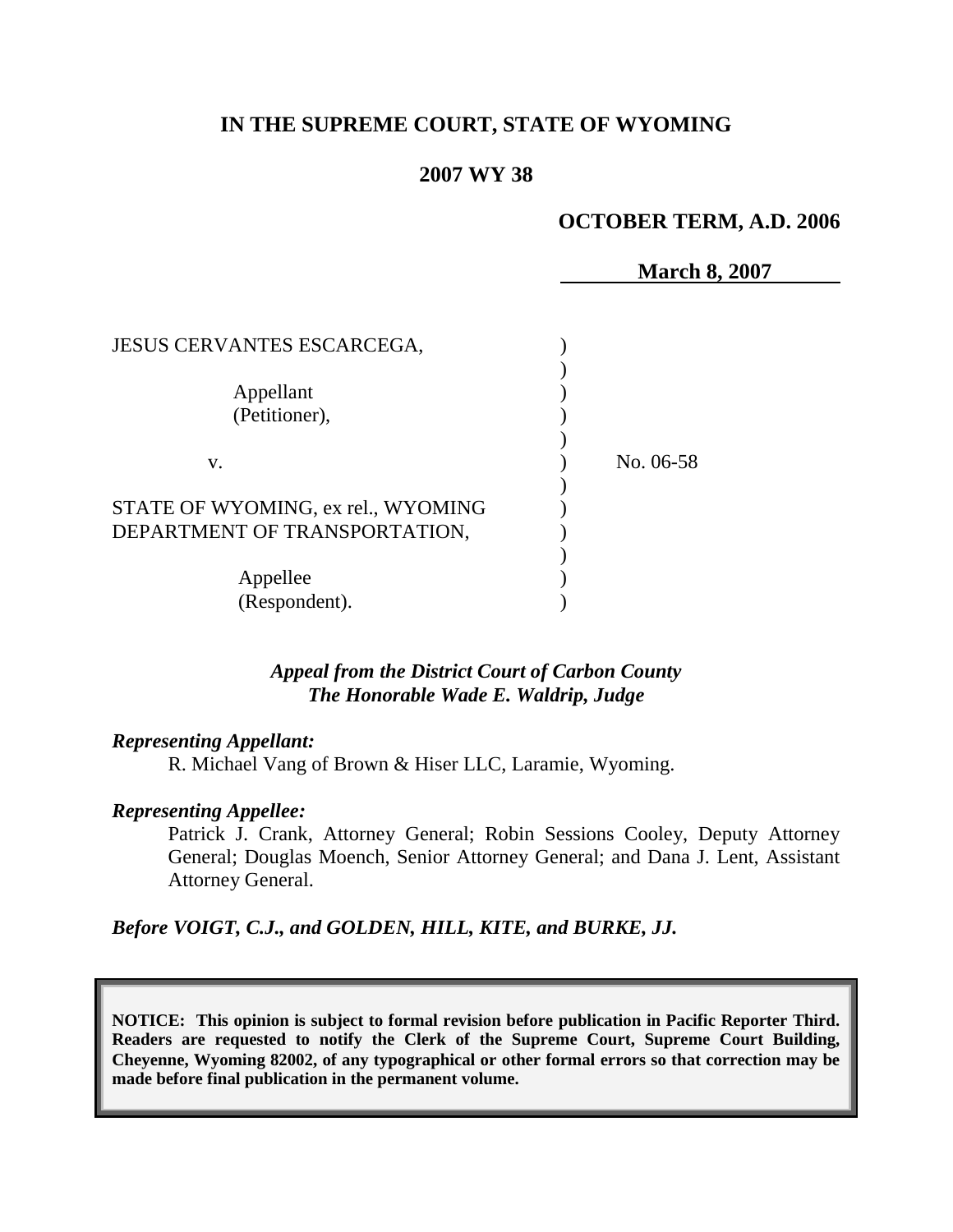# IN THE SUPREME COURT, STATE OF WYOMING

## 2007 WY 38

**OCTOBER TERM, A.D. 2006**

**March 8, 2007**

JESUS CERVANTES ESCARCEGA,

Appellant
(Petitioner),

v.

STATE OF WYOMING, ex rel., WYOMING DEPARTMENT OF TRANSPORTATION,

Appellee
(Respondent).

No. 06-58

***Appeal from the District Court of Carbon County***
***The Honorable Wade E. Waldrip, Judge***

***Representing Appellant:***

R. Michael Vang of Brown & Hiser LLC, Laramie, Wyoming.

***Representing Appellee:***

Patrick J. Crank, Attorney General; Robin Sessions Cooley, Deputy Attorney General; Douglas Moench, Senior Attorney General; and Dana J. Lent, Assistant Attorney General.

***Before VOIGT, C.J., and GOLDEN, HILL, KITE, and BURKE, JJ.***

**NOTICE: This opinion is subject to formal revision before publication in Pacific Reporter Third. Readers are requested to notify the Clerk of the Supreme Court, Supreme Court Building, Cheyenne, Wyoming 82002, of any typographical or other formal errors so that correction may be made before final publication in the permanent volume.**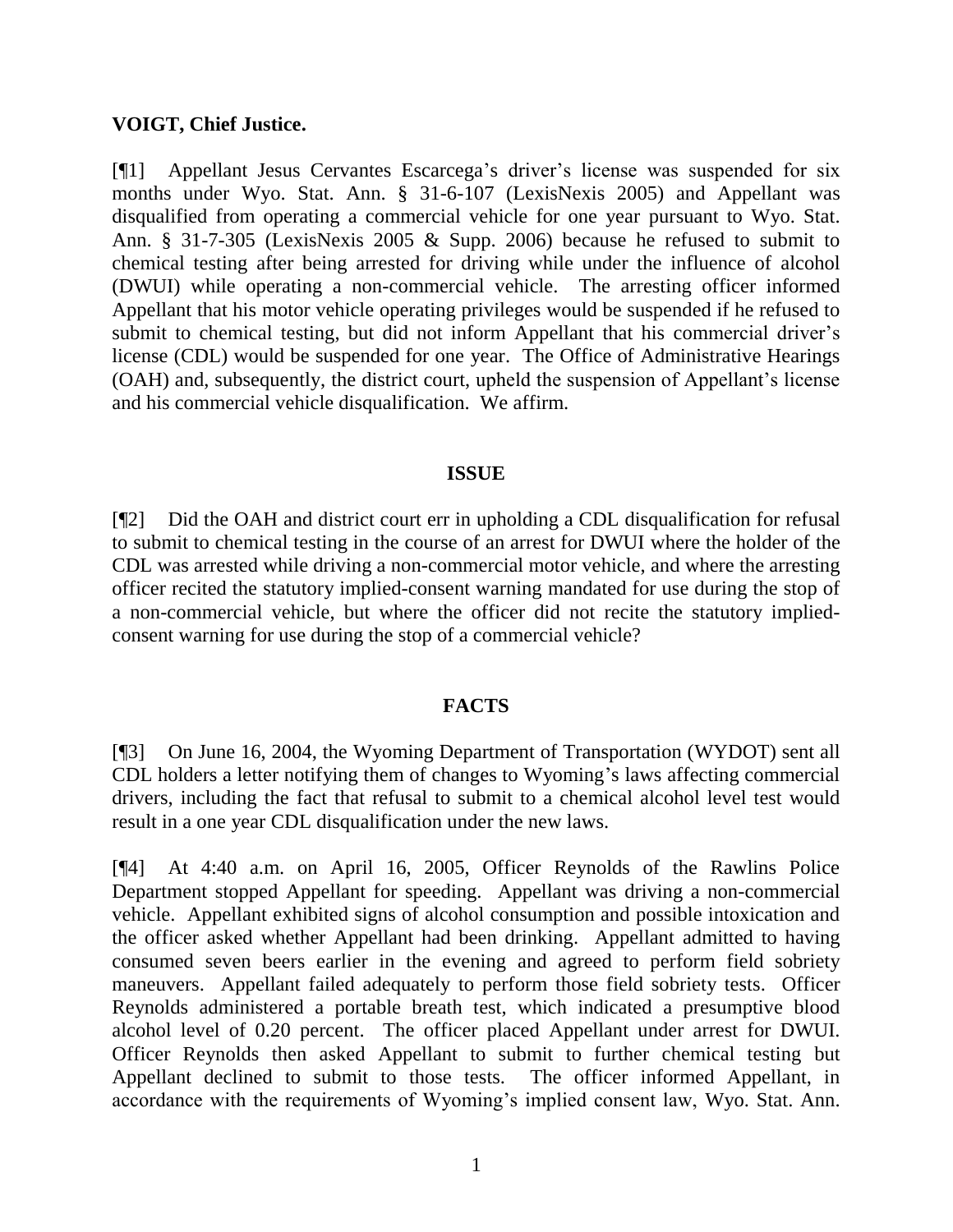**VOIGT, Chief Justice.**

[¶1] Appellant Jesus Cervantes Escarcega's driver's license was suspended for six months under Wyo. Stat. Ann. § 31-6-107 (LexisNexis 2005) and Appellant was disqualified from operating a commercial vehicle for one year pursuant to Wyo. Stat. Ann. § 31-7-305 (LexisNexis 2005 & Supp. 2006) because he refused to submit to chemical testing after being arrested for driving while under the influence of alcohol (DWUI) while operating a non-commercial vehicle. The arresting officer informed Appellant that his motor vehicle operating privileges would be suspended if he refused to submit to chemical testing, but did not inform Appellant that his commercial driver's license (CDL) would be suspended for one year. The Office of Administrative Hearings (OAH) and, subsequently, the district court, upheld the suspension of Appellant's license and his commercial vehicle disqualification. We affirm.

## ISSUE

[¶2] Did the OAH and district court err in upholding a CDL disqualification for refusal to submit to chemical testing in the course of an arrest for DWUI where the holder of the CDL was arrested while driving a non-commercial motor vehicle, and where the arresting officer recited the statutory implied-consent warning mandated for use during the stop of a non-commercial vehicle, but where the officer did not recite the statutory implied-consent warning for use during the stop of a commercial vehicle?

## FACTS

[¶3] On June 16, 2004, the Wyoming Department of Transportation (WYDOT) sent all CDL holders a letter notifying them of changes to Wyoming's laws affecting commercial drivers, including the fact that refusal to submit to a chemical alcohol level test would result in a one year CDL disqualification under the new laws.

[¶4] At 4:40 a.m. on April 16, 2005, Officer Reynolds of the Rawlins Police Department stopped Appellant for speeding. Appellant was driving a non-commercial vehicle. Appellant exhibited signs of alcohol consumption and possible intoxication and the officer asked whether Appellant had been drinking. Appellant admitted to having consumed seven beers earlier in the evening and agreed to perform field sobriety maneuvers. Appellant failed adequately to perform those field sobriety tests. Officer Reynolds administered a portable breath test, which indicated a presumptive blood alcohol level of 0.20 percent. The officer placed Appellant under arrest for DWUI. Officer Reynolds then asked Appellant to submit to further chemical testing but Appellant declined to submit to those tests. The officer informed Appellant, in accordance with the requirements of Wyoming's implied consent law, Wyo. Stat. Ann.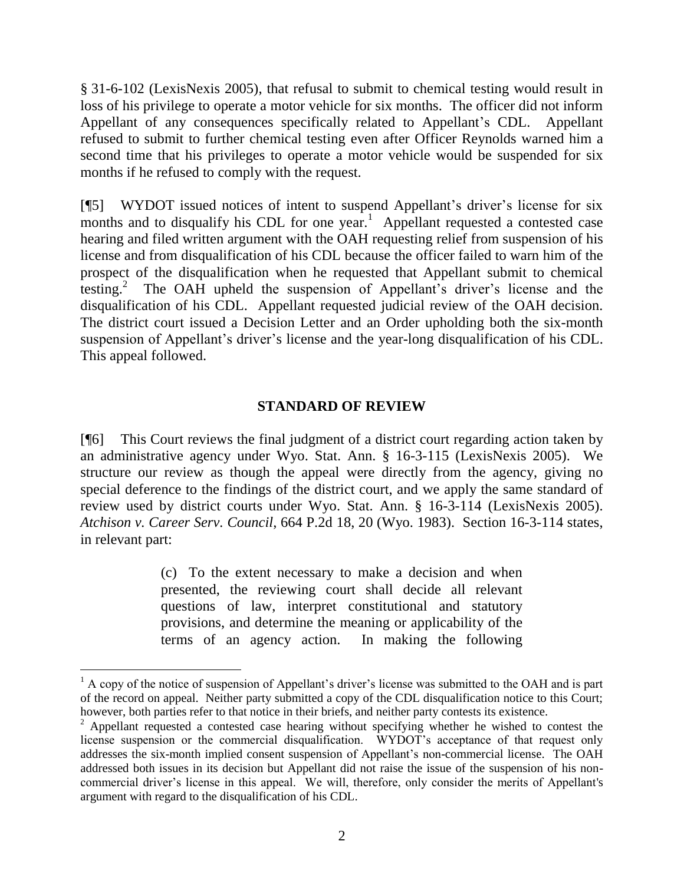§ 31-6-102 (LexisNexis 2005), that refusal to submit to chemical testing would result in loss of his privilege to operate a motor vehicle for six months. The officer did not inform Appellant of any consequences specifically related to Appellant's CDL. Appellant refused to submit to further chemical testing even after Officer Reynolds warned him a second time that his privileges to operate a motor vehicle would be suspended for six months if he refused to comply with the request.

[¶5] WYDOT issued notices of intent to suspend Appellant's driver's license for six months and to disqualify his CDL for one year.[1] Appellant requested a contested case hearing and filed written argument with the OAH requesting relief from suspension of his license and from disqualification of his CDL because the officer failed to warn him of the prospect of the disqualification when he requested that Appellant submit to chemical testing.[2] The OAH upheld the suspension of Appellant's driver's license and the disqualification of his CDL. Appellant requested judicial review of the OAH decision. The district court issued a Decision Letter and an Order upholding both the six-month suspension of Appellant's driver's license and the year-long disqualification of his CDL. This appeal followed.

## STANDARD OF REVIEW

[¶6] This Court reviews the final judgment of a district court regarding action taken by an administrative agency under Wyo. Stat. Ann. § 16-3-115 (LexisNexis 2005). We structure our review as though the appeal were directly from the agency, giving no special deference to the findings of the district court, and we apply the same standard of review used by district courts under Wyo. Stat. Ann. § 16-3-114 (LexisNexis 2005). *Atchison v. Career Serv. Council*, 664 P.2d 18, 20 (Wyo. 1983). Section 16-3-114 states, in relevant part:

> (c) To the extent necessary to make a decision and when presented, the reviewing court shall decide all relevant questions of law, interpret constitutional and statutory provisions, and determine the meaning or applicability of the terms of an agency action. In making the following

---

[1] A copy of the notice of suspension of Appellant's driver's license was submitted to the OAH and is part of the record on appeal. Neither party submitted a copy of the CDL disqualification notice to this Court; however, both parties refer to that notice in their briefs, and neither party contests its existence.

[2] Appellant requested a contested case hearing without specifying whether he wished to contest the license suspension or the commercial disqualification. WYDOT's acceptance of that request only addresses the six-month implied consent suspension of Appellant's non-commercial license. The OAH addressed both issues in its decision but Appellant did not raise the issue of the suspension of his non-commercial driver's license in this appeal. We will, therefore, only consider the merits of Appellant's argument with regard to the disqualification of his CDL.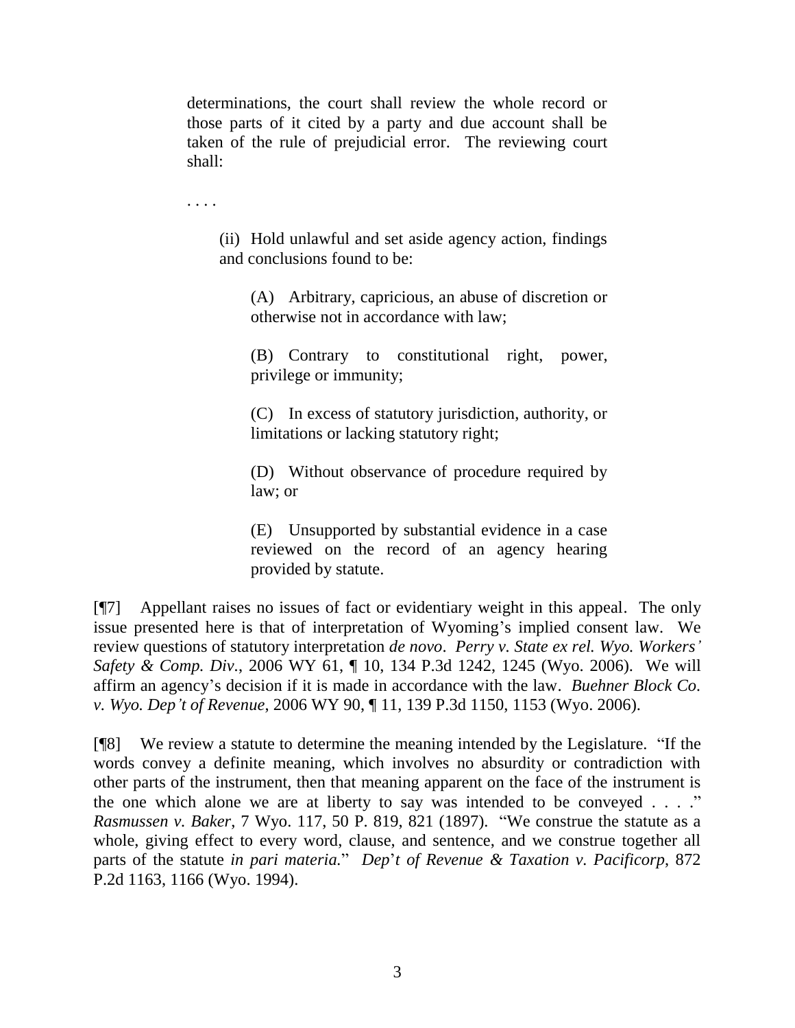> determinations, the court shall review the whole record or those parts of it cited by a party and due account shall be taken of the rule of prejudicial error. The reviewing court shall:
>
> . . . .
>
> > (ii) Hold unlawful and set aside agency action, findings and conclusions found to be:
> >
> > > (A) Arbitrary, capricious, an abuse of discretion or otherwise not in accordance with law;
> > >
> > > (B) Contrary to constitutional right, power, privilege or immunity;
> > >
> > > (C) In excess of statutory jurisdiction, authority, or limitations or lacking statutory right;
> > >
> > > (D) Without observance of procedure required by law; or
> > >
> > > (E) Unsupported by substantial evidence in a case reviewed on the record of an agency hearing provided by statute.

[¶7] Appellant raises no issues of fact or evidentiary weight in this appeal. The only issue presented here is that of interpretation of Wyoming's implied consent law. We review questions of statutory interpretation *de novo*. *Perry v. State ex rel. Wyo. Workers' Safety & Comp. Div.*, 2006 WY 61, ¶ 10, 134 P.3d 1242, 1245 (Wyo. 2006). We will affirm an agency's decision if it is made in accordance with the law. *Buehner Block Co. v. Wyo. Dep't of Revenue*, 2006 WY 90, ¶ 11, 139 P.3d 1150, 1153 (Wyo. 2006).

[¶8] We review a statute to determine the meaning intended by the Legislature. "If the words convey a definite meaning, which involves no absurdity or contradiction with other parts of the instrument, then that meaning apparent on the face of the instrument is the one which alone we are at liberty to say was intended to be conveyed . . . ." *Rasmussen v. Baker*, 7 Wyo. 117, 50 P. 819, 821 (1897). "We construe the statute as a whole, giving effect to every word, clause, and sentence, and we construe together all parts of the statute *in pari materia.*" *Dep't of Revenue & Taxation v. Pacificorp*, 872 P.2d 1163, 1166 (Wyo. 1994).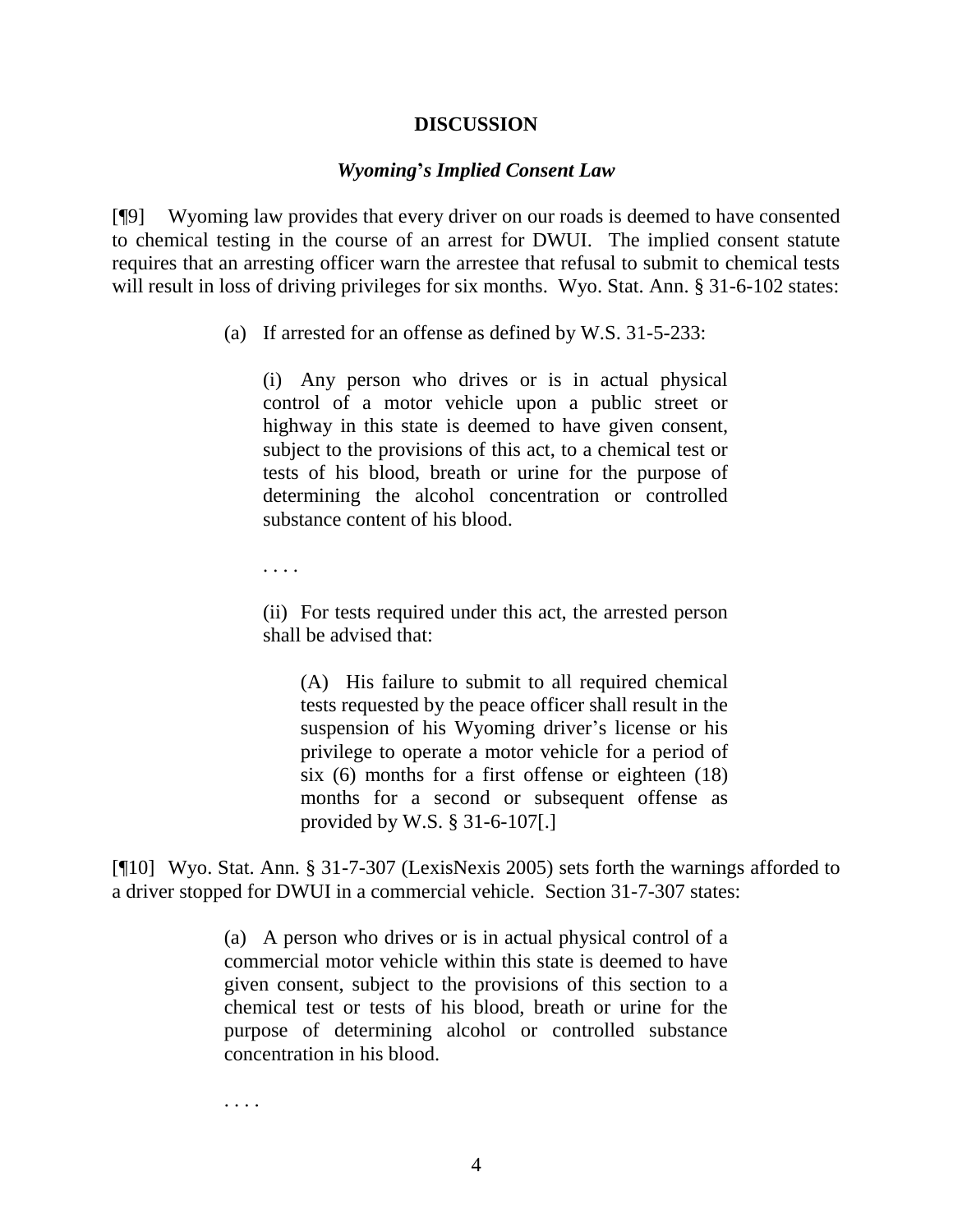## DISCUSSION

### *Wyoming's Implied Consent Law*

[¶9] Wyoming law provides that every driver on our roads is deemed to have consented to chemical testing in the course of an arrest for DWUI. The implied consent statute requires that an arresting officer warn the arrestee that refusal to submit to chemical tests will result in loss of driving privileges for six months. Wyo. Stat. Ann. § 31-6-102 states:

> (a) If arrested for an offense as defined by W.S. 31-5-233:
>
>> (i) Any person who drives or is in actual physical control of a motor vehicle upon a public street or highway in this state is deemed to have given consent, subject to the provisions of this act, to a chemical test or tests of his blood, breath or urine for the purpose of determining the alcohol concentration or controlled substance content of his blood.
>>
>> . . . .
>>
>> (ii) For tests required under this act, the arrested person shall be advised that:
>>
>>> (A) His failure to submit to all required chemical tests requested by the peace officer shall result in the suspension of his Wyoming driver's license or his privilege to operate a motor vehicle for a period of six (6) months for a first offense or eighteen (18) months for a second or subsequent offense as provided by W.S. § 31-6-107[.]

[¶10] Wyo. Stat. Ann. § 31-7-307 (LexisNexis 2005) sets forth the warnings afforded to a driver stopped for DWUI in a commercial vehicle. Section 31-7-307 states:

> (a) A person who drives or is in actual physical control of a commercial motor vehicle within this state is deemed to have given consent, subject to the provisions of this section to a chemical test or tests of his blood, breath or urine for the purpose of determining alcohol or controlled substance concentration in his blood.
>
> . . . .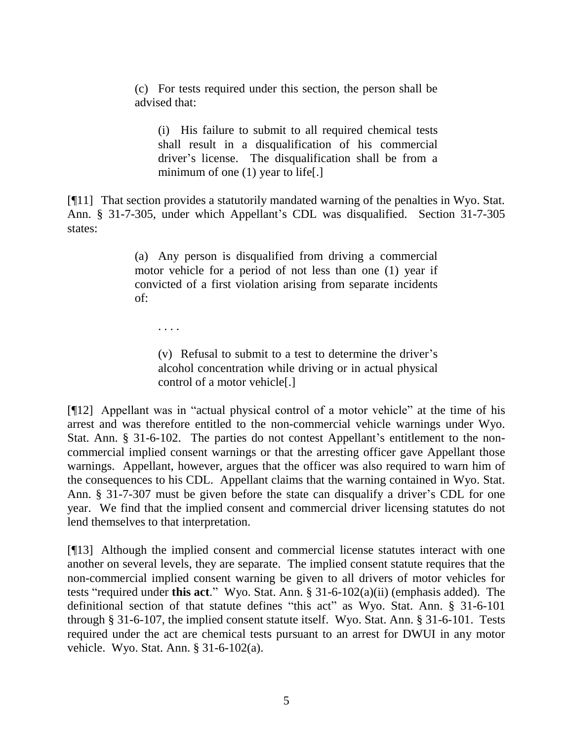> (c) For tests required under this section, the person shall be advised that:
>
> > (i) His failure to submit to all required chemical tests shall result in a disqualification of his commercial driver's license. The disqualification shall be from a minimum of one (1) year to life[.]

[¶11] That section provides a statutorily mandated warning of the penalties in Wyo. Stat. Ann. § 31-7-305, under which Appellant's CDL was disqualified. Section 31-7-305 states:

> (a) Any person is disqualified from driving a commercial motor vehicle for a period of not less than one (1) year if convicted of a first violation arising from separate incidents of:
>
> > . . . .
> >
> > (v) Refusal to submit to a test to determine the driver's alcohol concentration while driving or in actual physical control of a motor vehicle[.]

[¶12] Appellant was in "actual physical control of a motor vehicle" at the time of his arrest and was therefore entitled to the non-commercial vehicle warnings under Wyo. Stat. Ann. § 31-6-102. The parties do not contest Appellant's entitlement to the non-commercial implied consent warnings or that the arresting officer gave Appellant those warnings. Appellant, however, argues that the officer was also required to warn him of the consequences to his CDL. Appellant claims that the warning contained in Wyo. Stat. Ann. § 31-7-307 must be given before the state can disqualify a driver's CDL for one year. We find that the implied consent and commercial driver licensing statutes do not lend themselves to that interpretation.

[¶13] Although the implied consent and commercial license statutes interact with one another on several levels, they are separate. The implied consent statute requires that the non-commercial implied consent warning be given to all drivers of motor vehicles for tests "required under **this act**." Wyo. Stat. Ann. § 31-6-102(a)(ii) (emphasis added). The definitional section of that statute defines "this act" as Wyo. Stat. Ann. § 31-6-101 through § 31-6-107, the implied consent statute itself. Wyo. Stat. Ann. § 31-6-101. Tests required under the act are chemical tests pursuant to an arrest for DWUI in any motor vehicle. Wyo. Stat. Ann. § 31-6-102(a).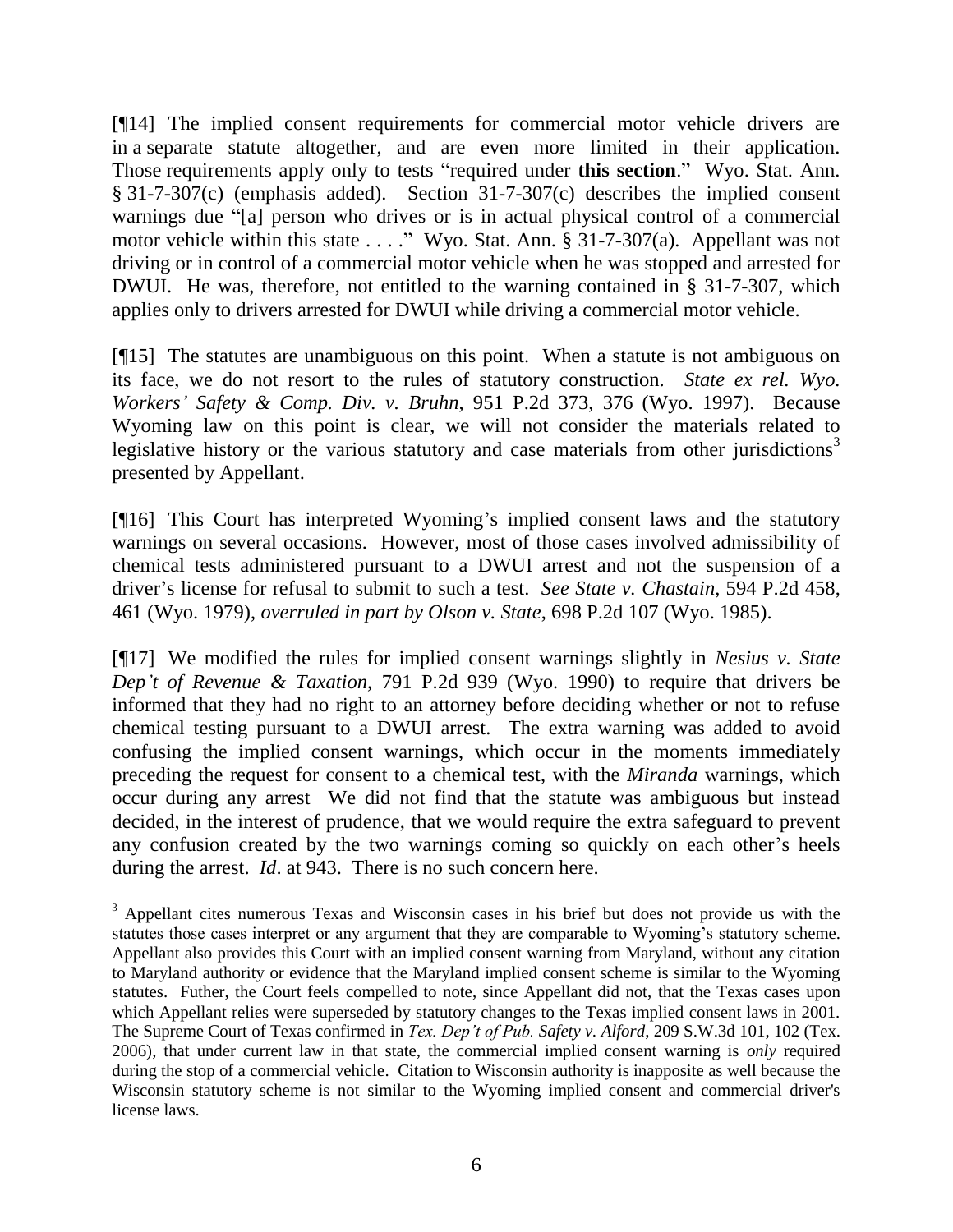[¶14] The implied consent requirements for commercial motor vehicle drivers are in a separate statute altogether, and are even more limited in their application. Those requirements apply only to tests "required under **this section**." Wyo. Stat. Ann. § 31-7-307(c) (emphasis added). Section 31-7-307(c) describes the implied consent warnings due "[a] person who drives or is in actual physical control of a commercial motor vehicle within this state . . . ." Wyo. Stat. Ann. § 31-7-307(a). Appellant was not driving or in control of a commercial motor vehicle when he was stopped and arrested for DWUI. He was, therefore, not entitled to the warning contained in § 31-7-307, which applies only to drivers arrested for DWUI while driving a commercial motor vehicle.

[¶15] The statutes are unambiguous on this point. When a statute is not ambiguous on its face, we do not resort to the rules of statutory construction. *State ex rel. Wyo. Workers' Safety & Comp. Div. v. Bruhn*, 951 P.2d 373, 376 (Wyo. 1997). Because Wyoming law on this point is clear, we will not consider the materials related to legislative history or the various statutory and case materials from other jurisdictions[3] presented by Appellant.

[¶16] This Court has interpreted Wyoming's implied consent laws and the statutory warnings on several occasions. However, most of those cases involved admissibility of chemical tests administered pursuant to a DWUI arrest and not the suspension of a driver's license for refusal to submit to such a test. *See State v. Chastain*, 594 P.2d 458, 461 (Wyo. 1979), *overruled in part by Olson v. State*, 698 P.2d 107 (Wyo. 1985).

[¶17] We modified the rules for implied consent warnings slightly in *Nesius v. State Dep't of Revenue & Taxation*, 791 P.2d 939 (Wyo. 1990) to require that drivers be informed that they had no right to an attorney before deciding whether or not to refuse chemical testing pursuant to a DWUI arrest. The extra warning was added to avoid confusing the implied consent warnings, which occur in the moments immediately preceding the request for consent to a chemical test, with the *Miranda* warnings, which occur during any arrest We did not find that the statute was ambiguous but instead decided, in the interest of prudence, that we would require the extra safeguard to prevent any confusion created by the two warnings coming so quickly on each other's heels during the arrest. *Id*. at 943. There is no such concern here.

---

[3] Appellant cites numerous Texas and Wisconsin cases in his brief but does not provide us with the statutes those cases interpret or any argument that they are comparable to Wyoming's statutory scheme. Appellant also provides this Court with an implied consent warning from Maryland, without any citation to Maryland authority or evidence that the Maryland implied consent scheme is similar to the Wyoming statutes. Futher, the Court feels compelled to note, since Appellant did not, that the Texas cases upon which Appellant relies were superseded by statutory changes to the Texas implied consent laws in 2001. The Supreme Court of Texas confirmed in *Tex. Dep't of Pub. Safety v. Alford*, 209 S.W.3d 101, 102 (Tex. 2006), that under current law in that state, the commercial implied consent warning is *only* required during the stop of a commercial vehicle. Citation to Wisconsin authority is inapposite as well because the Wisconsin statutory scheme is not similar to the Wyoming implied consent and commercial driver's license laws.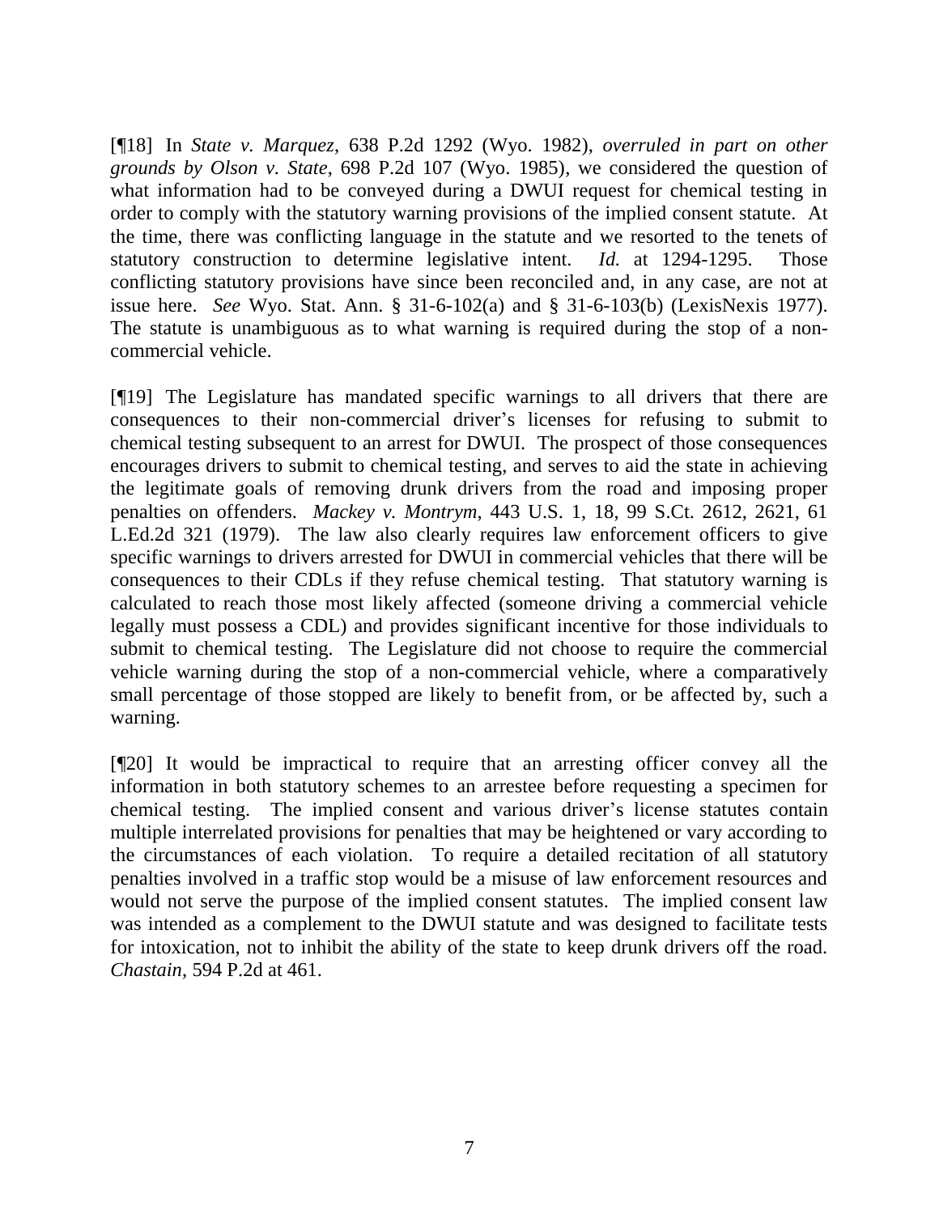[¶18] In *State v. Marquez*, 638 P.2d 1292 (Wyo. 1982), *overruled in part on other grounds by Olson v. State*, 698 P.2d 107 (Wyo. 1985), we considered the question of what information had to be conveyed during a DWUI request for chemical testing in order to comply with the statutory warning provisions of the implied consent statute. At the time, there was conflicting language in the statute and we resorted to the tenets of statutory construction to determine legislative intent. *Id.* at 1294-1295. Those conflicting statutory provisions have since been reconciled and, in any case, are not at issue here. *See* Wyo. Stat. Ann. § 31-6-102(a) and § 31-6-103(b) (LexisNexis 1977). The statute is unambiguous as to what warning is required during the stop of a non-commercial vehicle.

[¶19] The Legislature has mandated specific warnings to all drivers that there are consequences to their non-commercial driver's licenses for refusing to submit to chemical testing subsequent to an arrest for DWUI. The prospect of those consequences encourages drivers to submit to chemical testing, and serves to aid the state in achieving the legitimate goals of removing drunk drivers from the road and imposing proper penalties on offenders. *Mackey v. Montrym*, 443 U.S. 1, 18, 99 S.Ct. 2612, 2621, 61 L.Ed.2d 321 (1979). The law also clearly requires law enforcement officers to give specific warnings to drivers arrested for DWUI in commercial vehicles that there will be consequences to their CDLs if they refuse chemical testing. That statutory warning is calculated to reach those most likely affected (someone driving a commercial vehicle legally must possess a CDL) and provides significant incentive for those individuals to submit to chemical testing. The Legislature did not choose to require the commercial vehicle warning during the stop of a non-commercial vehicle, where a comparatively small percentage of those stopped are likely to benefit from, or be affected by, such a warning.

[¶20] It would be impractical to require that an arresting officer convey all the information in both statutory schemes to an arrestee before requesting a specimen for chemical testing. The implied consent and various driver's license statutes contain multiple interrelated provisions for penalties that may be heightened or vary according to the circumstances of each violation. To require a detailed recitation of all statutory penalties involved in a traffic stop would be a misuse of law enforcement resources and would not serve the purpose of the implied consent statutes. The implied consent law was intended as a complement to the DWUI statute and was designed to facilitate tests for intoxication, not to inhibit the ability of the state to keep drunk drivers off the road. *Chastain*, 594 P.2d at 461.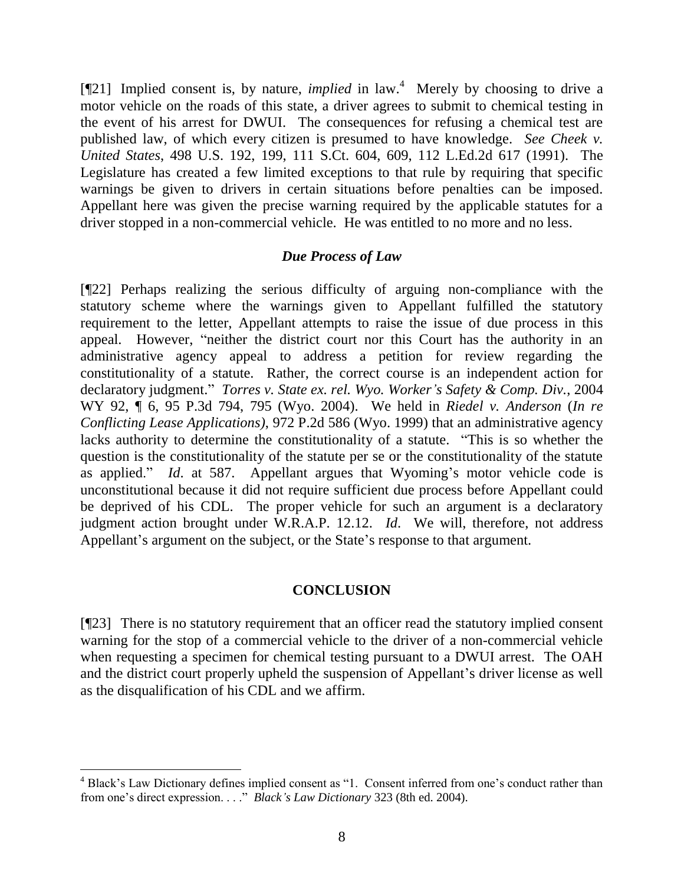[¶21] Implied consent is, by nature, *implied* in law.[4] Merely by choosing to drive a motor vehicle on the roads of this state, a driver agrees to submit to chemical testing in the event of his arrest for DWUI. The consequences for refusing a chemical test are published law, of which every citizen is presumed to have knowledge. *See Cheek v. United States*, 498 U.S. 192, 199, 111 S.Ct. 604, 609, 112 L.Ed.2d 617 (1991). The Legislature has created a few limited exceptions to that rule by requiring that specific warnings be given to drivers in certain situations before penalties can be imposed. Appellant here was given the precise warning required by the applicable statutes for a driver stopped in a non-commercial vehicle. He was entitled to no more and no less.

### *Due Process of Law*

[¶22] Perhaps realizing the serious difficulty of arguing non-compliance with the statutory scheme where the warnings given to Appellant fulfilled the statutory requirement to the letter, Appellant attempts to raise the issue of due process in this appeal. However, "neither the district court nor this Court has the authority in an administrative agency appeal to address a petition for review regarding the constitutionality of a statute. Rather, the correct course is an independent action for declaratory judgment." *Torres v. State ex. rel. Wyo. Worker's Safety & Comp. Div.*, 2004 WY 92, ¶ 6, 95 P.3d 794, 795 (Wyo. 2004). We held in *Riedel v. Anderson* (*In re Conflicting Lease Applications)*, 972 P.2d 586 (Wyo. 1999) that an administrative agency lacks authority to determine the constitutionality of a statute. "This is so whether the question is the constitutionality of the statute per se or the constitutionality of the statute as applied." *Id*. at 587. Appellant argues that Wyoming's motor vehicle code is unconstitutional because it did not require sufficient due process before Appellant could be deprived of his CDL. The proper vehicle for such an argument is a declaratory judgment action brought under W.R.A.P. 12.12. *Id*. We will, therefore, not address Appellant's argument on the subject, or the State's response to that argument.

## CONCLUSION

[¶23] There is no statutory requirement that an officer read the statutory implied consent warning for the stop of a commercial vehicle to the driver of a non-commercial vehicle when requesting a specimen for chemical testing pursuant to a DWUI arrest. The OAH and the district court properly upheld the suspension of Appellant's driver license as well as the disqualification of his CDL and we affirm.

---

[4] Black's Law Dictionary defines implied consent as "1. Consent inferred from one's conduct rather than from one's direct expression. . . ." *Black's Law Dictionary* 323 (8th ed. 2004).